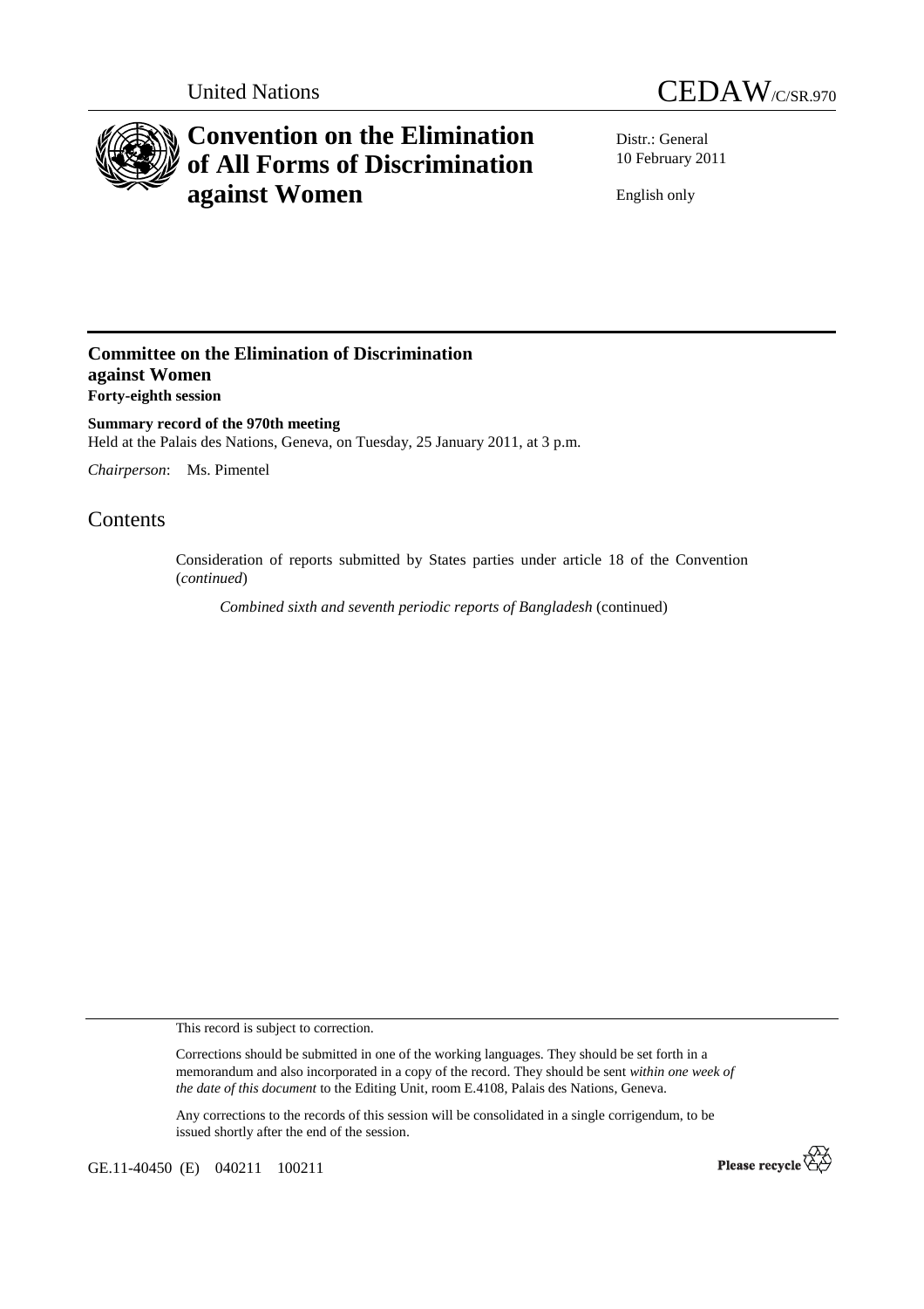United Nations

# CEDAW/C/SR.970

# Convention on the Elimination of All Forms of Discrimination against Women

Distr.: General
10 February 2011

English only

## Committee on the Elimination of Discrimination against Women

**Forty-eighth session**

**Summary record of the 970th meeting**

Held at the Palais des Nations, Geneva, on Tuesday, 25 January 2011, at 3 p.m.

*Chairperson*: Ms. Pimentel

## Contents

Consideration of reports submitted by States parties under article 18 of the Convention (*continued*)

*Combined sixth and seventh periodic reports of Bangladesh* (continued)

This record is subject to correction.

Corrections should be submitted in one of the working languages. They should be set forth in a memorandum and also incorporated in a copy of the record. They should be sent *within one week of the date of this document* to the Editing Unit, room E.4108, Palais des Nations, Geneva.

Any corrections to the records of this session will be consolidated in a single corrigendum, to be issued shortly after the end of the session.

GE.11-40450 (E) 040211 100211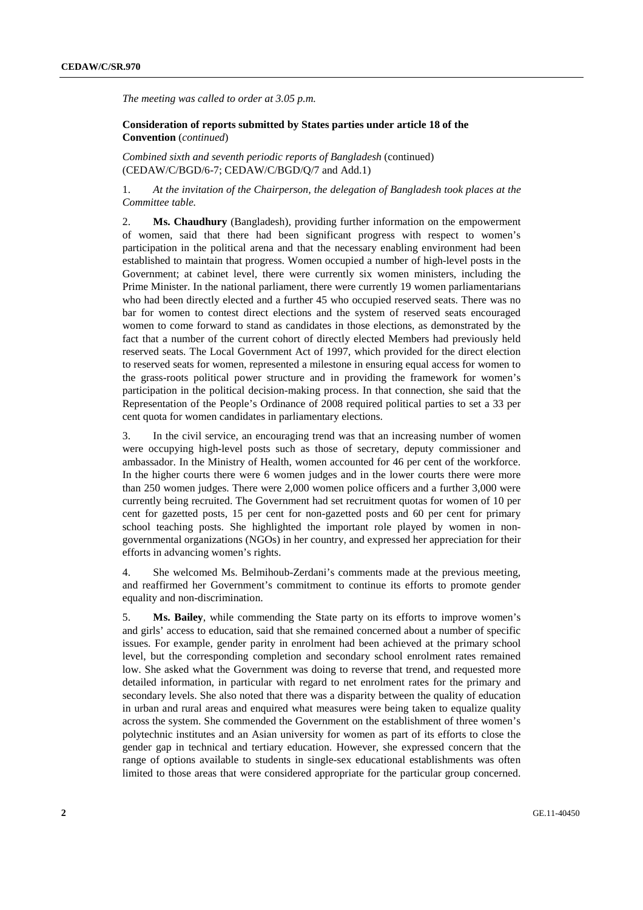*The meeting was called to order at 3.05 p.m.*

**Consideration of reports submitted by States parties under article 18 of the Convention** (*continued*)

*Combined sixth and seventh periodic reports of Bangladesh* (continued) (CEDAW/C/BGD/6-7; CEDAW/C/BGD/Q/7 and Add.1)

1. *At the invitation of the Chairperson, the delegation of Bangladesh took places at the Committee table.*

2. **Ms. Chaudhury** (Bangladesh), providing further information on the empowerment of women, said that there had been significant progress with respect to women's participation in the political arena and that the necessary enabling environment had been established to maintain that progress. Women occupied a number of high-level posts in the Government; at cabinet level, there were currently six women ministers, including the Prime Minister. In the national parliament, there were currently 19 women parliamentarians who had been directly elected and a further 45 who occupied reserved seats. There was no bar for women to contest direct elections and the system of reserved seats encouraged women to come forward to stand as candidates in those elections, as demonstrated by the fact that a number of the current cohort of directly elected Members had previously held reserved seats. The Local Government Act of 1997, which provided for the direct election to reserved seats for women, represented a milestone in ensuring equal access for women to the grass-roots political power structure and in providing the framework for women's participation in the political decision-making process. In that connection, she said that the Representation of the People's Ordinance of 2008 required political parties to set a 33 per cent quota for women candidates in parliamentary elections.

3. In the civil service, an encouraging trend was that an increasing number of women were occupying high-level posts such as those of secretary, deputy commissioner and ambassador. In the Ministry of Health, women accounted for 46 per cent of the workforce. In the higher courts there were 6 women judges and in the lower courts there were more than 250 women judges. There were 2,000 women police officers and a further 3,000 were currently being recruited. The Government had set recruitment quotas for women of 10 per cent for gazetted posts, 15 per cent for non-gazetted posts and 60 per cent for primary school teaching posts. She highlighted the important role played by women in non-governmental organizations (NGOs) in her country, and expressed her appreciation for their efforts in advancing women's rights.

4. She welcomed Ms. Belmihoub-Zerdani's comments made at the previous meeting, and reaffirmed her Government's commitment to continue its efforts to promote gender equality and non-discrimination.

5. **Ms. Bailey**, while commending the State party on its efforts to improve women's and girls' access to education, said that she remained concerned about a number of specific issues. For example, gender parity in enrolment had been achieved at the primary school level, but the corresponding completion and secondary school enrolment rates remained low. She asked what the Government was doing to reverse that trend, and requested more detailed information, in particular with regard to net enrolment rates for the primary and secondary levels. She also noted that there was a disparity between the quality of education in urban and rural areas and enquired what measures were being taken to equalize quality across the system. She commended the Government on the establishment of three women's polytechnic institutes and an Asian university for women as part of its efforts to close the gender gap in technical and tertiary education. However, she expressed concern that the range of options available to students in single-sex educational establishments was often limited to those areas that were considered appropriate for the particular group concerned.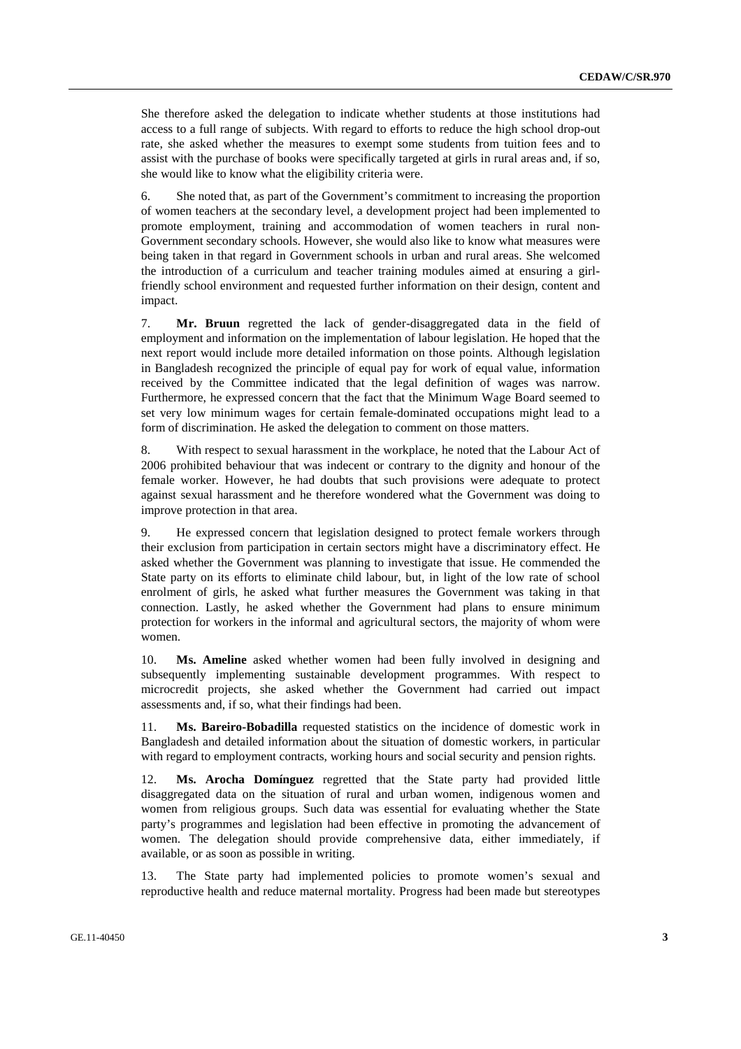She therefore asked the delegation to indicate whether students at those institutions had access to a full range of subjects. With regard to efforts to reduce the high school drop-out rate, she asked whether the measures to exempt some students from tuition fees and to assist with the purchase of books were specifically targeted at girls in rural areas and, if so, she would like to know what the eligibility criteria were.

6. She noted that, as part of the Government's commitment to increasing the proportion of women teachers at the secondary level, a development project had been implemented to promote employment, training and accommodation of women teachers in rural non-Government secondary schools. However, she would also like to know what measures were being taken in that regard in Government schools in urban and rural areas. She welcomed the introduction of a curriculum and teacher training modules aimed at ensuring a girl-friendly school environment and requested further information on their design, content and impact.

7. **Mr. Bruun** regretted the lack of gender-disaggregated data in the field of employment and information on the implementation of labour legislation. He hoped that the next report would include more detailed information on those points. Although legislation in Bangladesh recognized the principle of equal pay for work of equal value, information received by the Committee indicated that the legal definition of wages was narrow. Furthermore, he expressed concern that the fact that the Minimum Wage Board seemed to set very low minimum wages for certain female-dominated occupations might lead to a form of discrimination. He asked the delegation to comment on those matters.

8. With respect to sexual harassment in the workplace, he noted that the Labour Act of 2006 prohibited behaviour that was indecent or contrary to the dignity and honour of the female worker. However, he had doubts that such provisions were adequate to protect against sexual harassment and he therefore wondered what the Government was doing to improve protection in that area.

9. He expressed concern that legislation designed to protect female workers through their exclusion from participation in certain sectors might have a discriminatory effect. He asked whether the Government was planning to investigate that issue. He commended the State party on its efforts to eliminate child labour, but, in light of the low rate of school enrolment of girls, he asked what further measures the Government was taking in that connection. Lastly, he asked whether the Government had plans to ensure minimum protection for workers in the informal and agricultural sectors, the majority of whom were women.

10. **Ms. Ameline** asked whether women had been fully involved in designing and subsequently implementing sustainable development programmes. With respect to microcredit projects, she asked whether the Government had carried out impact assessments and, if so, what their findings had been.

11. **Ms. Bareiro-Bobadilla** requested statistics on the incidence of domestic work in Bangladesh and detailed information about the situation of domestic workers, in particular with regard to employment contracts, working hours and social security and pension rights.

12. **Ms. Arocha Domínguez** regretted that the State party had provided little disaggregated data on the situation of rural and urban women, indigenous women and women from religious groups. Such data was essential for evaluating whether the State party's programmes and legislation had been effective in promoting the advancement of women. The delegation should provide comprehensive data, either immediately, if available, or as soon as possible in writing.

13. The State party had implemented policies to promote women's sexual and reproductive health and reduce maternal mortality. Progress had been made but stereotypes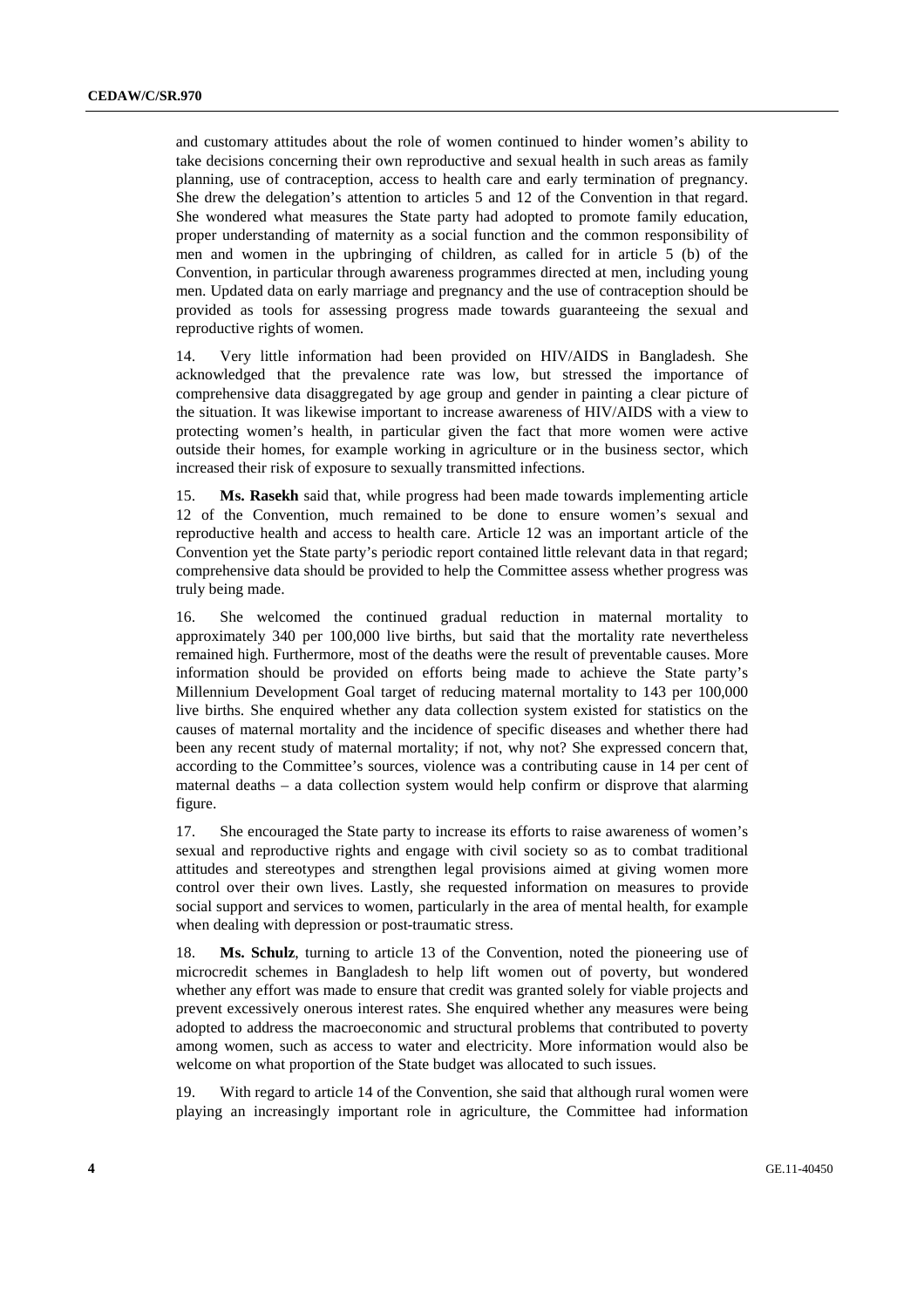and customary attitudes about the role of women continued to hinder women's ability to take decisions concerning their own reproductive and sexual health in such areas as family planning, use of contraception, access to health care and early termination of pregnancy. She drew the delegation's attention to articles 5 and 12 of the Convention in that regard. She wondered what measures the State party had adopted to promote family education, proper understanding of maternity as a social function and the common responsibility of men and women in the upbringing of children, as called for in article 5 (b) of the Convention, in particular through awareness programmes directed at men, including young men. Updated data on early marriage and pregnancy and the use of contraception should be provided as tools for assessing progress made towards guaranteeing the sexual and reproductive rights of women.

14. Very little information had been provided on HIV/AIDS in Bangladesh. She acknowledged that the prevalence rate was low, but stressed the importance of comprehensive data disaggregated by age group and gender in painting a clear picture of the situation. It was likewise important to increase awareness of HIV/AIDS with a view to protecting women's health, in particular given the fact that more women were active outside their homes, for example working in agriculture or in the business sector, which increased their risk of exposure to sexually transmitted infections.

15. **Ms. Rasekh** said that, while progress had been made towards implementing article 12 of the Convention, much remained to be done to ensure women's sexual and reproductive health and access to health care. Article 12 was an important article of the Convention yet the State party's periodic report contained little relevant data in that regard; comprehensive data should be provided to help the Committee assess whether progress was truly being made.

16. She welcomed the continued gradual reduction in maternal mortality to approximately 340 per 100,000 live births, but said that the mortality rate nevertheless remained high. Furthermore, most of the deaths were the result of preventable causes. More information should be provided on efforts being made to achieve the State party's Millennium Development Goal target of reducing maternal mortality to 143 per 100,000 live births. She enquired whether any data collection system existed for statistics on the causes of maternal mortality and the incidence of specific diseases and whether there had been any recent study of maternal mortality; if not, why not? She expressed concern that, according to the Committee's sources, violence was a contributing cause in 14 per cent of maternal deaths – a data collection system would help confirm or disprove that alarming figure.

17. She encouraged the State party to increase its efforts to raise awareness of women's sexual and reproductive rights and engage with civil society so as to combat traditional attitudes and stereotypes and strengthen legal provisions aimed at giving women more control over their own lives. Lastly, she requested information on measures to provide social support and services to women, particularly in the area of mental health, for example when dealing with depression or post-traumatic stress.

18. **Ms. Schulz**, turning to article 13 of the Convention, noted the pioneering use of microcredit schemes in Bangladesh to help lift women out of poverty, but wondered whether any effort was made to ensure that credit was granted solely for viable projects and prevent excessively onerous interest rates. She enquired whether any measures were being adopted to address the macroeconomic and structural problems that contributed to poverty among women, such as access to water and electricity. More information would also be welcome on what proportion of the State budget was allocated to such issues.

19. With regard to article 14 of the Convention, she said that although rural women were playing an increasingly important role in agriculture, the Committee had information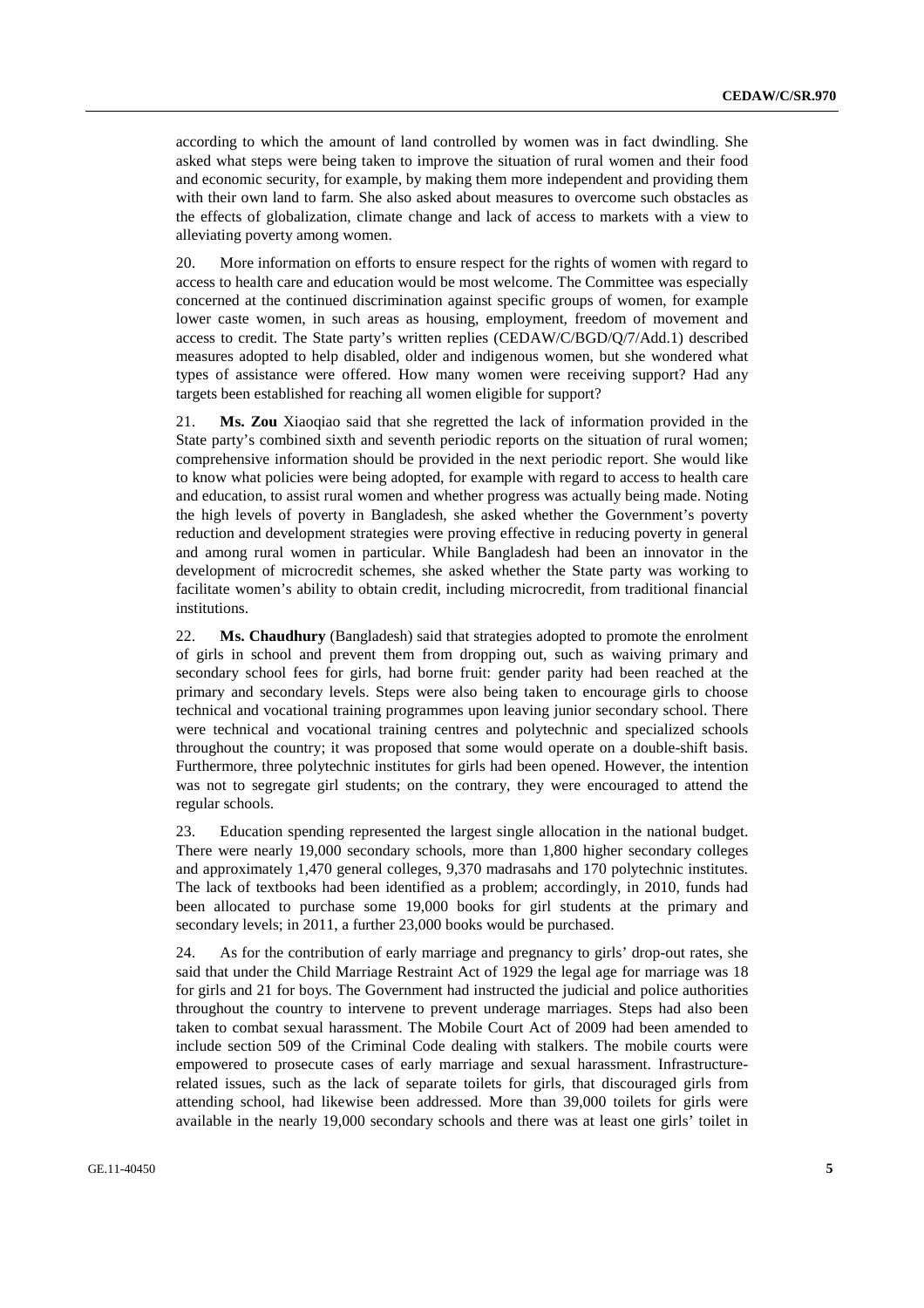according to which the amount of land controlled by women was in fact dwindling. She asked what steps were being taken to improve the situation of rural women and their food and economic security, for example, by making them more independent and providing them with their own land to farm. She also asked about measures to overcome such obstacles as the effects of globalization, climate change and lack of access to markets with a view to alleviating poverty among women.

20. More information on efforts to ensure respect for the rights of women with regard to access to health care and education would be most welcome. The Committee was especially concerned at the continued discrimination against specific groups of women, for example lower caste women, in such areas as housing, employment, freedom of movement and access to credit. The State party's written replies (CEDAW/C/BGD/Q/7/Add.1) described measures adopted to help disabled, older and indigenous women, but she wondered what types of assistance were offered. How many women were receiving support? Had any targets been established for reaching all women eligible for support?

21. **Ms. Zou** Xiaoqiao said that she regretted the lack of information provided in the State party's combined sixth and seventh periodic reports on the situation of rural women; comprehensive information should be provided in the next periodic report. She would like to know what policies were being adopted, for example with regard to access to health care and education, to assist rural women and whether progress was actually being made. Noting the high levels of poverty in Bangladesh, she asked whether the Government's poverty reduction and development strategies were proving effective in reducing poverty in general and among rural women in particular. While Bangladesh had been an innovator in the development of microcredit schemes, she asked whether the State party was working to facilitate women's ability to obtain credit, including microcredit, from traditional financial institutions.

22. **Ms. Chaudhury** (Bangladesh) said that strategies adopted to promote the enrolment of girls in school and prevent them from dropping out, such as waiving primary and secondary school fees for girls, had borne fruit: gender parity had been reached at the primary and secondary levels. Steps were also being taken to encourage girls to choose technical and vocational training programmes upon leaving junior secondary school. There were technical and vocational training centres and polytechnic and specialized schools throughout the country; it was proposed that some would operate on a double-shift basis. Furthermore, three polytechnic institutes for girls had been opened. However, the intention was not to segregate girl students; on the contrary, they were encouraged to attend the regular schools.

23. Education spending represented the largest single allocation in the national budget. There were nearly 19,000 secondary schools, more than 1,800 higher secondary colleges and approximately 1,470 general colleges, 9,370 madrasahs and 170 polytechnic institutes. The lack of textbooks had been identified as a problem; accordingly, in 2010, funds had been allocated to purchase some 19,000 books for girl students at the primary and secondary levels; in 2011, a further 23,000 books would be purchased.

24. As for the contribution of early marriage and pregnancy to girls' drop-out rates, she said that under the Child Marriage Restraint Act of 1929 the legal age for marriage was 18 for girls and 21 for boys. The Government had instructed the judicial and police authorities throughout the country to intervene to prevent underage marriages. Steps had also been taken to combat sexual harassment. The Mobile Court Act of 2009 had been amended to include section 509 of the Criminal Code dealing with stalkers. The mobile courts were empowered to prosecute cases of early marriage and sexual harassment. Infrastructure-related issues, such as the lack of separate toilets for girls, that discouraged girls from attending school, had likewise been addressed. More than 39,000 toilets for girls were available in the nearly 19,000 secondary schools and there was at least one girls' toilet in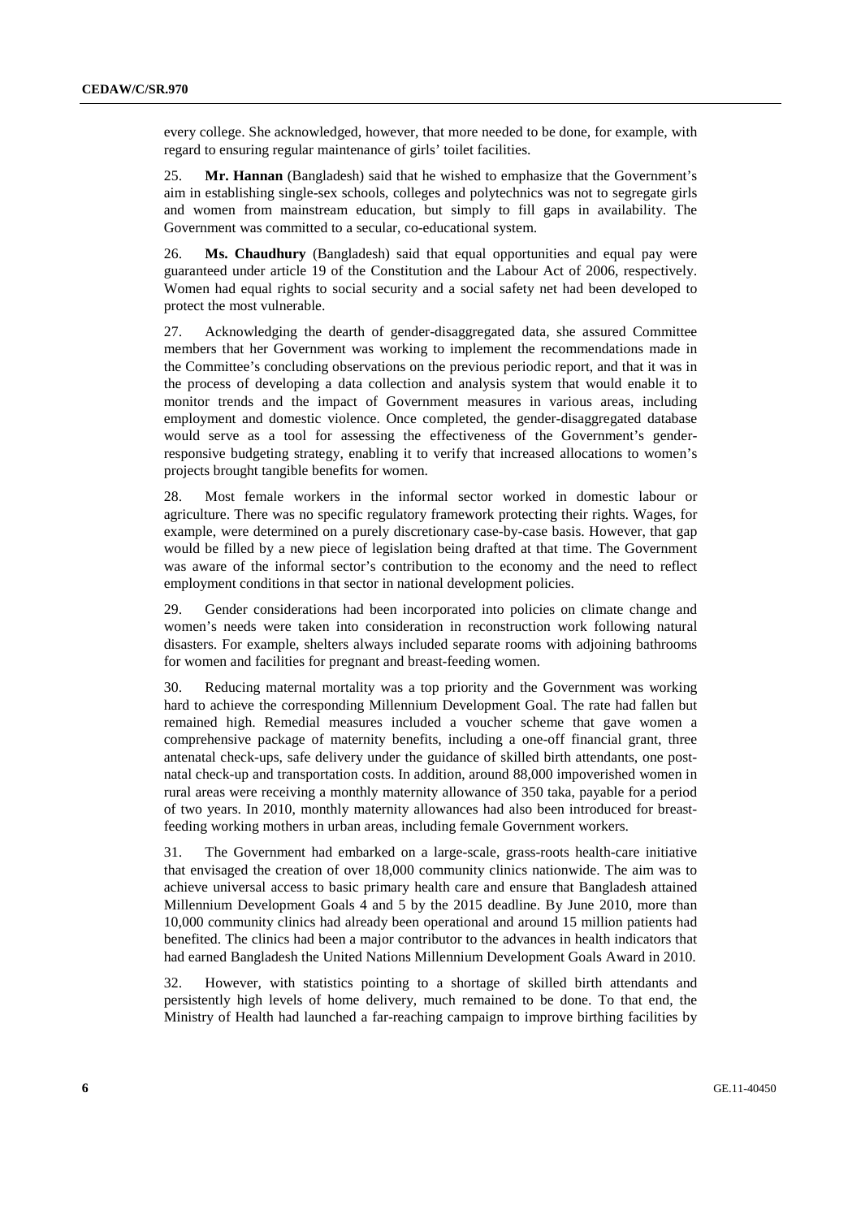every college. She acknowledged, however, that more needed to be done, for example, with regard to ensuring regular maintenance of girls' toilet facilities.

25. **Mr. Hannan** (Bangladesh) said that he wished to emphasize that the Government's aim in establishing single-sex schools, colleges and polytechnics was not to segregate girls and women from mainstream education, but simply to fill gaps in availability. The Government was committed to a secular, co-educational system.

26. **Ms. Chaudhury** (Bangladesh) said that equal opportunities and equal pay were guaranteed under article 19 of the Constitution and the Labour Act of 2006, respectively. Women had equal rights to social security and a social safety net had been developed to protect the most vulnerable.

27. Acknowledging the dearth of gender-disaggregated data, she assured Committee members that her Government was working to implement the recommendations made in the Committee's concluding observations on the previous periodic report, and that it was in the process of developing a data collection and analysis system that would enable it to monitor trends and the impact of Government measures in various areas, including employment and domestic violence. Once completed, the gender-disaggregated database would serve as a tool for assessing the effectiveness of the Government's gender-responsive budgeting strategy, enabling it to verify that increased allocations to women's projects brought tangible benefits for women.

28. Most female workers in the informal sector worked in domestic labour or agriculture. There was no specific regulatory framework protecting their rights. Wages, for example, were determined on a purely discretionary case-by-case basis. However, that gap would be filled by a new piece of legislation being drafted at that time. The Government was aware of the informal sector's contribution to the economy and the need to reflect employment conditions in that sector in national development policies.

29. Gender considerations had been incorporated into policies on climate change and women's needs were taken into consideration in reconstruction work following natural disasters. For example, shelters always included separate rooms with adjoining bathrooms for women and facilities for pregnant and breast-feeding women.

30. Reducing maternal mortality was a top priority and the Government was working hard to achieve the corresponding Millennium Development Goal. The rate had fallen but remained high. Remedial measures included a voucher scheme that gave women a comprehensive package of maternity benefits, including a one-off financial grant, three antenatal check-ups, safe delivery under the guidance of skilled birth attendants, one post-natal check-up and transportation costs. In addition, around 88,000 impoverished women in rural areas were receiving a monthly maternity allowance of 350 taka, payable for a period of two years. In 2010, monthly maternity allowances had also been introduced for breast-feeding working mothers in urban areas, including female Government workers.

31. The Government had embarked on a large-scale, grass-roots health-care initiative that envisaged the creation of over 18,000 community clinics nationwide. The aim was to achieve universal access to basic primary health care and ensure that Bangladesh attained Millennium Development Goals 4 and 5 by the 2015 deadline. By June 2010, more than 10,000 community clinics had already been operational and around 15 million patients had benefited. The clinics had been a major contributor to the advances in health indicators that had earned Bangladesh the United Nations Millennium Development Goals Award in 2010.

32. However, with statistics pointing to a shortage of skilled birth attendants and persistently high levels of home delivery, much remained to be done. To that end, the Ministry of Health had launched a far-reaching campaign to improve birthing facilities by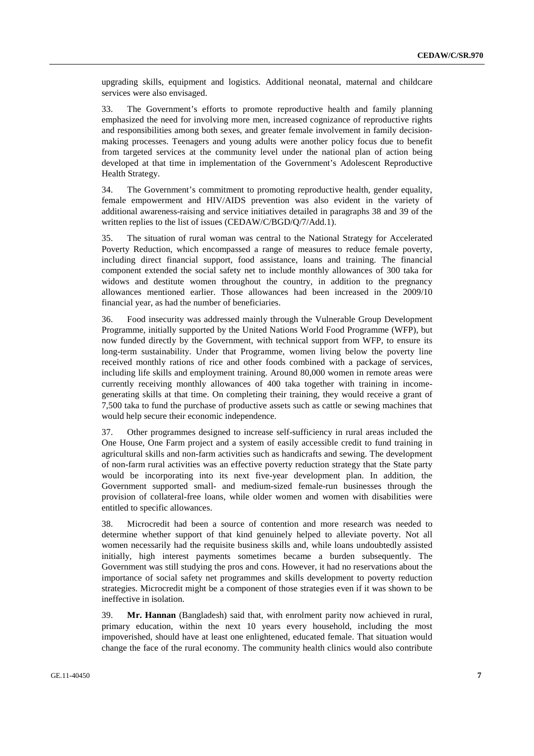upgrading skills, equipment and logistics. Additional neonatal, maternal and childcare services were also envisaged.

33. The Government's efforts to promote reproductive health and family planning emphasized the need for involving more men, increased cognizance of reproductive rights and responsibilities among both sexes, and greater female involvement in family decision-making processes. Teenagers and young adults were another policy focus due to benefit from targeted services at the community level under the national plan of action being developed at that time in implementation of the Government's Adolescent Reproductive Health Strategy.

34. The Government's commitment to promoting reproductive health, gender equality, female empowerment and HIV/AIDS prevention was also evident in the variety of additional awareness-raising and service initiatives detailed in paragraphs 38 and 39 of the written replies to the list of issues (CEDAW/C/BGD/Q/7/Add.1).

35. The situation of rural woman was central to the National Strategy for Accelerated Poverty Reduction, which encompassed a range of measures to reduce female poverty, including direct financial support, food assistance, loans and training. The financial component extended the social safety net to include monthly allowances of 300 taka for widows and destitute women throughout the country, in addition to the pregnancy allowances mentioned earlier. Those allowances had been increased in the 2009/10 financial year, as had the number of beneficiaries.

36. Food insecurity was addressed mainly through the Vulnerable Group Development Programme, initially supported by the United Nations World Food Programme (WFP), but now funded directly by the Government, with technical support from WFP, to ensure its long-term sustainability. Under that Programme, women living below the poverty line received monthly rations of rice and other foods combined with a package of services, including life skills and employment training. Around 80,000 women in remote areas were currently receiving monthly allowances of 400 taka together with training in income-generating skills at that time. On completing their training, they would receive a grant of 7,500 taka to fund the purchase of productive assets such as cattle or sewing machines that would help secure their economic independence.

37. Other programmes designed to increase self-sufficiency in rural areas included the One House, One Farm project and a system of easily accessible credit to fund training in agricultural skills and non-farm activities such as handicrafts and sewing. The development of non-farm rural activities was an effective poverty reduction strategy that the State party would be incorporating into its next five-year development plan. In addition, the Government supported small- and medium-sized female-run businesses through the provision of collateral-free loans, while older women and women with disabilities were entitled to specific allowances.

38. Microcredit had been a source of contention and more research was needed to determine whether support of that kind genuinely helped to alleviate poverty. Not all women necessarily had the requisite business skills and, while loans undoubtedly assisted initially, high interest payments sometimes became a burden subsequently. The Government was still studying the pros and cons. However, it had no reservations about the importance of social safety net programmes and skills development to poverty reduction strategies. Microcredit might be a component of those strategies even if it was shown to be ineffective in isolation.

39. **Mr. Hannan** (Bangladesh) said that, with enrolment parity now achieved in rural, primary education, within the next 10 years every household, including the most impoverished, should have at least one enlightened, educated female. That situation would change the face of the rural economy. The community health clinics would also contribute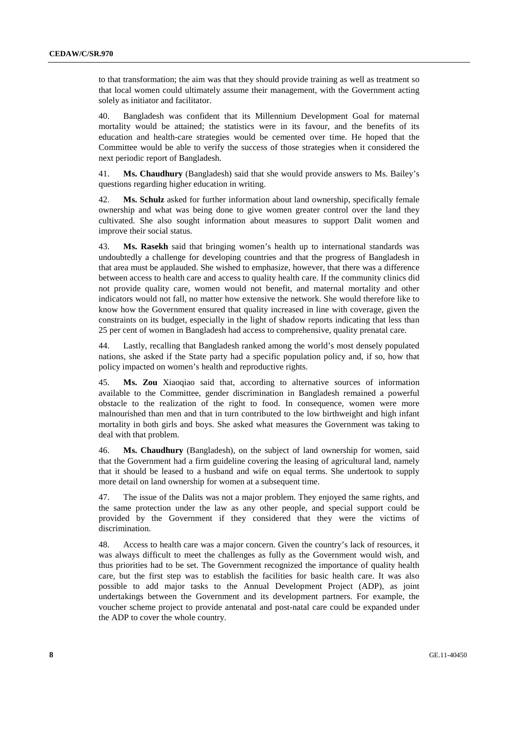to that transformation; the aim was that they should provide training as well as treatment so that local women could ultimately assume their management, with the Government acting solely as initiator and facilitator.

40. Bangladesh was confident that its Millennium Development Goal for maternal mortality would be attained; the statistics were in its favour, and the benefits of its education and health-care strategies would be cemented over time. He hoped that the Committee would be able to verify the success of those strategies when it considered the next periodic report of Bangladesh.

41. **Ms. Chaudhury** (Bangladesh) said that she would provide answers to Ms. Bailey's questions regarding higher education in writing.

42. **Ms. Schulz** asked for further information about land ownership, specifically female ownership and what was being done to give women greater control over the land they cultivated. She also sought information about measures to support Dalit women and improve their social status.

43. **Ms. Rasekh** said that bringing women's health up to international standards was undoubtedly a challenge for developing countries and that the progress of Bangladesh in that area must be applauded. She wished to emphasize, however, that there was a difference between access to health care and access to quality health care. If the community clinics did not provide quality care, women would not benefit, and maternal mortality and other indicators would not fall, no matter how extensive the network. She would therefore like to know how the Government ensured that quality increased in line with coverage, given the constraints on its budget, especially in the light of shadow reports indicating that less than 25 per cent of women in Bangladesh had access to comprehensive, quality prenatal care.

44. Lastly, recalling that Bangladesh ranked among the world's most densely populated nations, she asked if the State party had a specific population policy and, if so, how that policy impacted on women's health and reproductive rights.

45. **Ms. Zou** Xiaoqiao said that, according to alternative sources of information available to the Committee, gender discrimination in Bangladesh remained a powerful obstacle to the realization of the right to food. In consequence, women were more malnourished than men and that in turn contributed to the low birthweight and high infant mortality in both girls and boys. She asked what measures the Government was taking to deal with that problem.

46. **Ms. Chaudhury** (Bangladesh), on the subject of land ownership for women, said that the Government had a firm guideline covering the leasing of agricultural land, namely that it should be leased to a husband and wife on equal terms. She undertook to supply more detail on land ownership for women at a subsequent time.

47. The issue of the Dalits was not a major problem. They enjoyed the same rights, and the same protection under the law as any other people, and special support could be provided by the Government if they considered that they were the victims of discrimination.

48. Access to health care was a major concern. Given the country's lack of resources, it was always difficult to meet the challenges as fully as the Government would wish, and thus priorities had to be set. The Government recognized the importance of quality health care, but the first step was to establish the facilities for basic health care. It was also possible to add major tasks to the Annual Development Project (ADP), as joint undertakings between the Government and its development partners. For example, the voucher scheme project to provide antenatal and post-natal care could be expanded under the ADP to cover the whole country.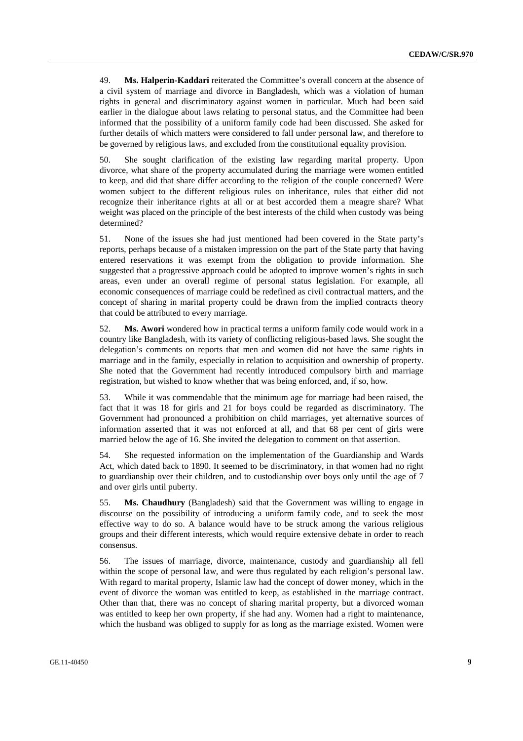49. **Ms. Halperin-Kaddari** reiterated the Committee's overall concern at the absence of a civil system of marriage and divorce in Bangladesh, which was a violation of human rights in general and discriminatory against women in particular. Much had been said earlier in the dialogue about laws relating to personal status, and the Committee had been informed that the possibility of a uniform family code had been discussed. She asked for further details of which matters were considered to fall under personal law, and therefore to be governed by religious laws, and excluded from the constitutional equality provision.

50. She sought clarification of the existing law regarding marital property. Upon divorce, what share of the property accumulated during the marriage were women entitled to keep, and did that share differ according to the religion of the couple concerned? Were women subject to the different religious rules on inheritance, rules that either did not recognize their inheritance rights at all or at best accorded them a meagre share? What weight was placed on the principle of the best interests of the child when custody was being determined?

51. None of the issues she had just mentioned had been covered in the State party's reports, perhaps because of a mistaken impression on the part of the State party that having entered reservations it was exempt from the obligation to provide information. She suggested that a progressive approach could be adopted to improve women's rights in such areas, even under an overall regime of personal status legislation. For example, all economic consequences of marriage could be redefined as civil contractual matters, and the concept of sharing in marital property could be drawn from the implied contracts theory that could be attributed to every marriage.

52. **Ms. Awori** wondered how in practical terms a uniform family code would work in a country like Bangladesh, with its variety of conflicting religious-based laws. She sought the delegation's comments on reports that men and women did not have the same rights in marriage and in the family, especially in relation to acquisition and ownership of property. She noted that the Government had recently introduced compulsory birth and marriage registration, but wished to know whether that was being enforced, and, if so, how.

53. While it was commendable that the minimum age for marriage had been raised, the fact that it was 18 for girls and 21 for boys could be regarded as discriminatory. The Government had pronounced a prohibition on child marriages, yet alternative sources of information asserted that it was not enforced at all, and that 68 per cent of girls were married below the age of 16. She invited the delegation to comment on that assertion.

54. She requested information on the implementation of the Guardianship and Wards Act, which dated back to 1890. It seemed to be discriminatory, in that women had no right to guardianship over their children, and to custodianship over boys only until the age of 7 and over girls until puberty.

55. **Ms. Chaudhury** (Bangladesh) said that the Government was willing to engage in discourse on the possibility of introducing a uniform family code, and to seek the most effective way to do so. A balance would have to be struck among the various religious groups and their different interests, which would require extensive debate in order to reach consensus.

56. The issues of marriage, divorce, maintenance, custody and guardianship all fell within the scope of personal law, and were thus regulated by each religion's personal law. With regard to marital property, Islamic law had the concept of dower money, which in the event of divorce the woman was entitled to keep, as established in the marriage contract. Other than that, there was no concept of sharing marital property, but a divorced woman was entitled to keep her own property, if she had any. Women had a right to maintenance, which the husband was obliged to supply for as long as the marriage existed. Women were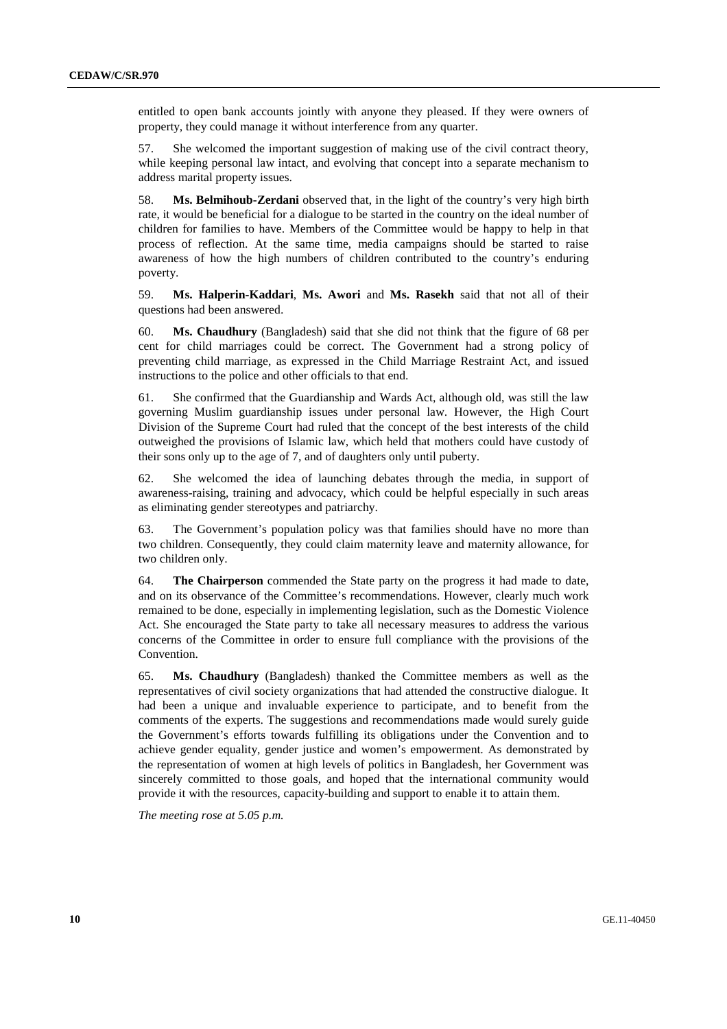entitled to open bank accounts jointly with anyone they pleased. If they were owners of property, they could manage it without interference from any quarter.

57. She welcomed the important suggestion of making use of the civil contract theory, while keeping personal law intact, and evolving that concept into a separate mechanism to address marital property issues.

58. **Ms. Belmihoub-Zerdani** observed that, in the light of the country's very high birth rate, it would be beneficial for a dialogue to be started in the country on the ideal number of children for families to have. Members of the Committee would be happy to help in that process of reflection. At the same time, media campaigns should be started to raise awareness of how the high numbers of children contributed to the country's enduring poverty.

59. **Ms. Halperin-Kaddari**, **Ms. Awori** and **Ms. Rasekh** said that not all of their questions had been answered.

60. **Ms. Chaudhury** (Bangladesh) said that she did not think that the figure of 68 per cent for child marriages could be correct. The Government had a strong policy of preventing child marriage, as expressed in the Child Marriage Restraint Act, and issued instructions to the police and other officials to that end.

61. She confirmed that the Guardianship and Wards Act, although old, was still the law governing Muslim guardianship issues under personal law. However, the High Court Division of the Supreme Court had ruled that the concept of the best interests of the child outweighed the provisions of Islamic law, which held that mothers could have custody of their sons only up to the age of 7, and of daughters only until puberty.

62. She welcomed the idea of launching debates through the media, in support of awareness-raising, training and advocacy, which could be helpful especially in such areas as eliminating gender stereotypes and patriarchy.

63. The Government's population policy was that families should have no more than two children. Consequently, they could claim maternity leave and maternity allowance, for two children only.

64. **The Chairperson** commended the State party on the progress it had made to date, and on its observance of the Committee's recommendations. However, clearly much work remained to be done, especially in implementing legislation, such as the Domestic Violence Act. She encouraged the State party to take all necessary measures to address the various concerns of the Committee in order to ensure full compliance with the provisions of the Convention.

65. **Ms. Chaudhury** (Bangladesh) thanked the Committee members as well as the representatives of civil society organizations that had attended the constructive dialogue. It had been a unique and invaluable experience to participate, and to benefit from the comments of the experts. The suggestions and recommendations made would surely guide the Government's efforts towards fulfilling its obligations under the Convention and to achieve gender equality, gender justice and women's empowerment. As demonstrated by the representation of women at high levels of politics in Bangladesh, her Government was sincerely committed to those goals, and hoped that the international community would provide it with the resources, capacity-building and support to enable it to attain them.

*The meeting rose at 5.05 p.m.*